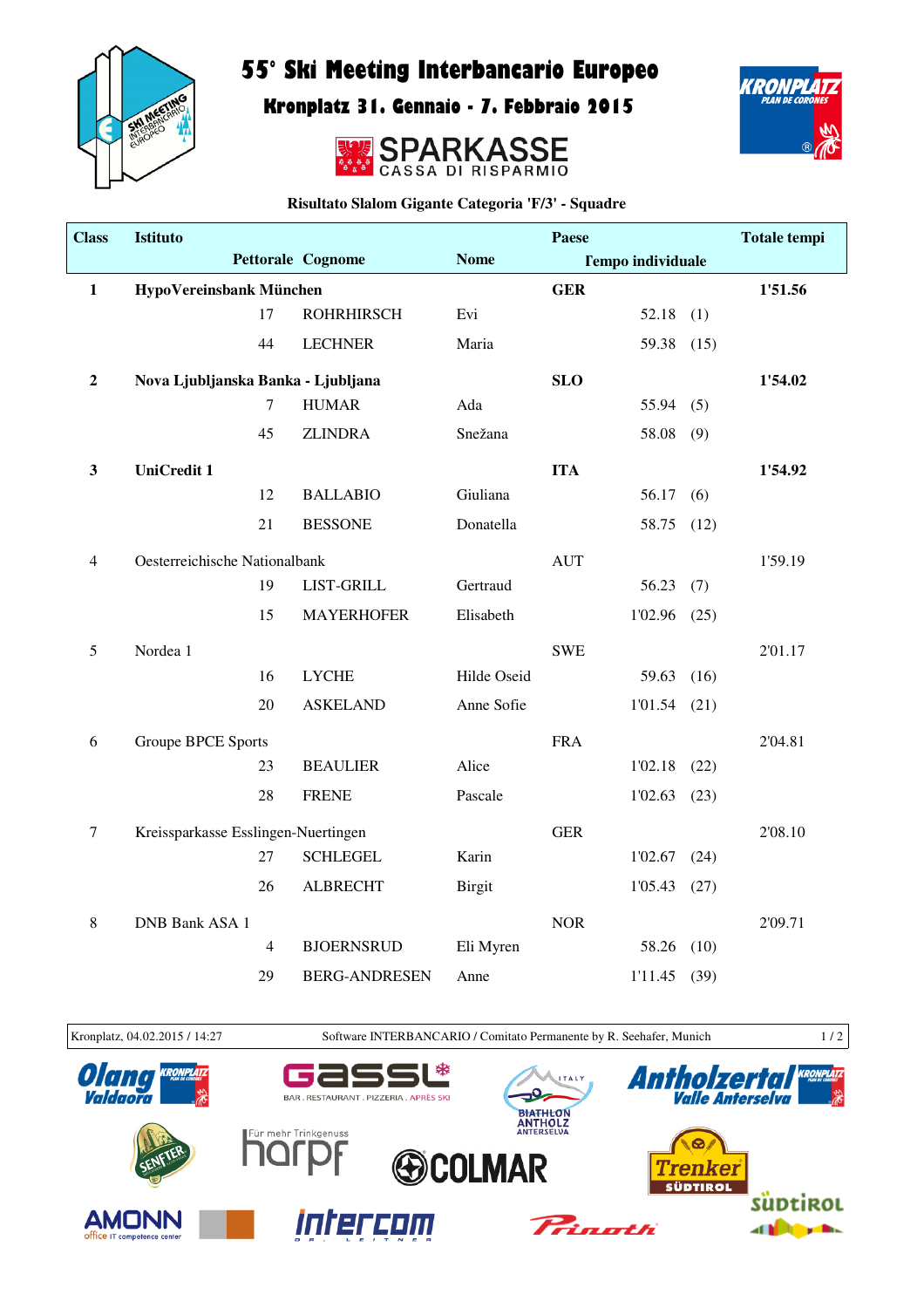# 55° Ski Meeting Interbancario Europeo

## Kronplatz 31. Gennaio - 7. Febbraio 2015

SPARKASSE
CASSA DI RISPARMIO

**Risultato Slalom Gigante Categoria 'F/3' - Squadre**

| Class | Istituto | | | Paese | | | Totale tempi |
|---|---|---|---|---|---|---|---|
| | Pettorale | Cognome | Nome | | Tempo individuale | | |
| **1** | **HypoVereinsbank München** | | | **GER** | | | **1'51.56** |
| | 17 | ROHRHIRSCH | Evi | | 52.18 | (1) | |
| | 44 | LECHNER | Maria | | 59.38 | (15) | |
| **2** | **Nova Ljubljanska Banka - Ljubljana** | | | **SLO** | | | **1'54.02** |
| | 7 | HUMAR | Ada | | 55.94 | (5) | |
| | 45 | ZLINDRA | Snežana | | 58.08 | (9) | |
| **3** | **UniCredit 1** | | | **ITA** | | | **1'54.92** |
| | 12 | BALLABIO | Giuliana | | 56.17 | (6) | |
| | 21 | BESSONE | Donatella | | 58.75 | (12) | |
| 4 | Oesterreichische Nationalbank | | | AUT | | | 1'59.19 |
| | 19 | LIST-GRILL | Gertraud | | 56.23 | (7) | |
| | 15 | MAYERHOFER | Elisabeth | | 1'02.96 | (25) | |
| 5 | Nordea 1 | | | SWE | | | 2'01.17 |
| | 16 | LYCHE | Hilde Oseid | | 59.63 | (16) | |
| | 20 | ASKELAND | Anne Sofie | | 1'01.54 | (21) | |
| 6 | Groupe BPCE Sports | | | FRA | | | 2'04.81 |
| | 23 | BEAULIER | Alice | | 1'02.18 | (22) | |
| | 28 | FRENE | Pascale | | 1'02.63 | (23) | |
| 7 | Kreissparkasse Esslingen-Nuertingen | | | GER | | | 2'08.10 |
| | 27 | SCHLEGEL | Karin | | 1'02.67 | (24) | |
| | 26 | ALBRECHT | Birgit | | 1'05.43 | (27) | |
| 8 | DNB Bank ASA 1 | | | NOR | | | 2'09.71 |
| | 4 | BJOERNSRUD | Eli Myren | | 58.26 | (10) | |
| | 29 | BERG-ANDRESEN | Anne | | 1'11.45 | (39) | |

Kronplatz, 04.02.2015 / 14:27 — Software INTERBANCARIO / Comitato Permanente by R. Seehafer, Munich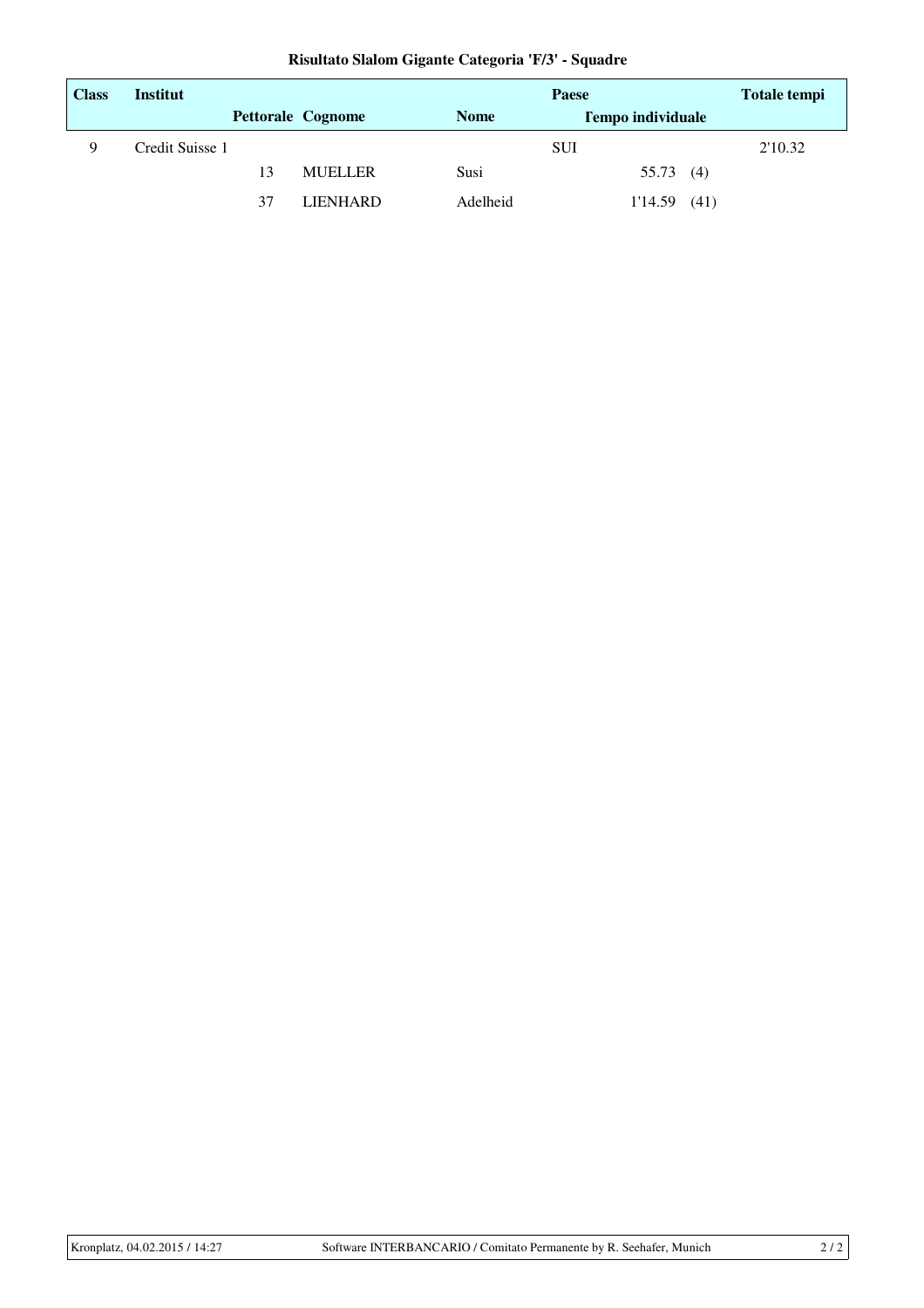**Risultato Slalom Gigante Categoria 'F/3' - Squadre**

| Class | Institut | Pettorale | Cognome | Nome | Paese / Tempo individuale | | Totale tempi |
|---|---|---|---|---|---|---|---|
| 9 | Credit Suisse 1 | | | | SUI | | 2'10.32 |
| | | 13 | MUELLER | Susi | 55.73 | (4) | |
| | | 37 | LIENHARD | Adelheid | 1'14.59 | (41) | |

Kronplatz, 04.02.2015 / 14:27 Software INTERBANCARIO / Comitato Permanente by R. Seehafer, Munich